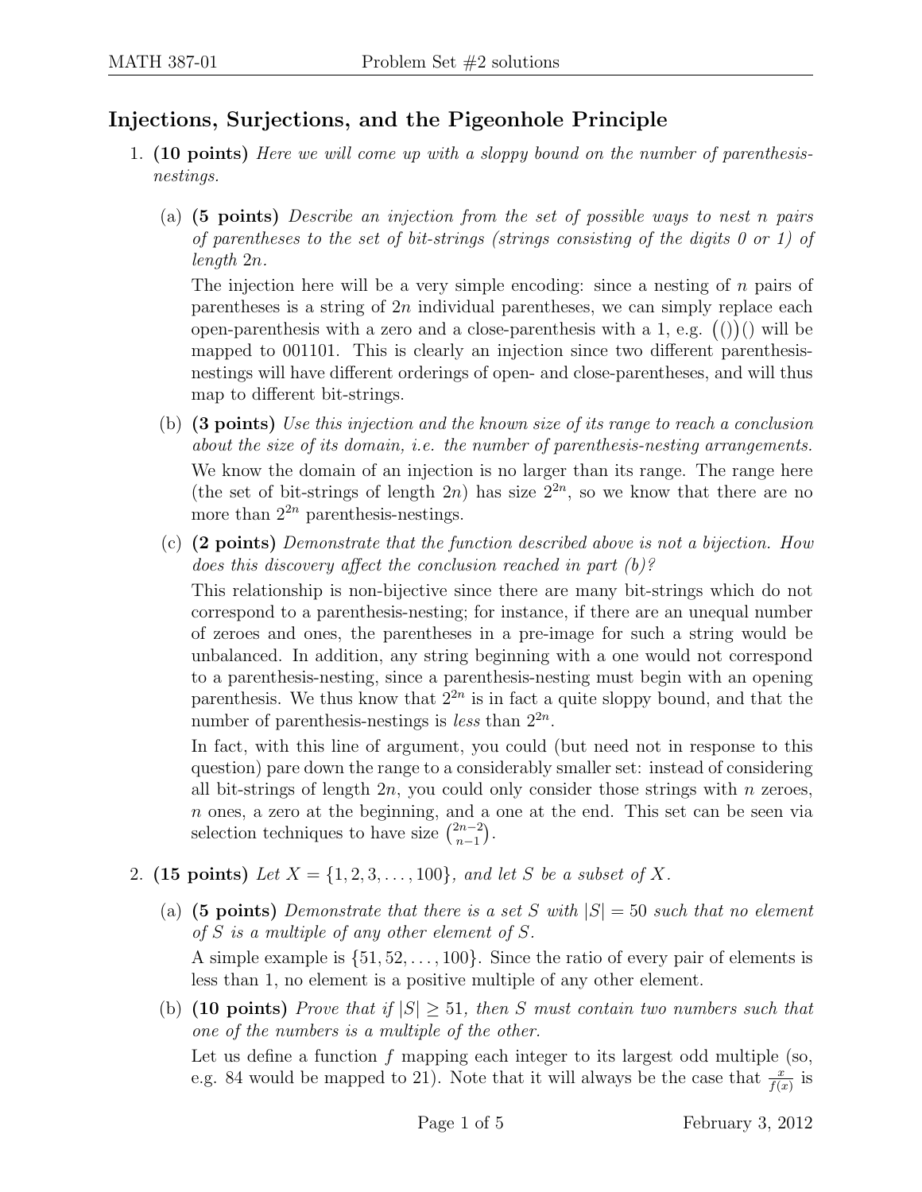## Injections, Surjections, and the Pigeonhole Principle

1. **(10 points)** *Here we will come up with a sloppy bound on the number of parenthesis-nestings.*

   (a) **(5 points)** *Describe an injection from the set of possible ways to nest $n$ pairs of parentheses to the set of bit-strings (strings consisting of the digits 0 or 1) of length $2n$.*

   The injection here will be a very simple encoding: since a nesting of $n$ pairs of parentheses is a string of $2n$ individual parentheses, we can simply replace each open-parenthesis with a zero and a close-parenthesis with a 1, e.g. $\big(()\big)()$ will be mapped to 001101. This is clearly an injection since two different parenthesis-nestings will have different orderings of open- and close-parentheses, and will thus map to different bit-strings.

   (b) **(3 points)** *Use this injection and the known size of its range to reach a conclusion about the size of its domain, i.e. the number of parenthesis-nesting arrangements.*

   We know the domain of an injection is no larger than its range. The range here (the set of bit-strings of length $2n$) has size $2^{2n}$, so we know that there are no more than $2^{2n}$ parenthesis-nestings.

   (c) **(2 points)** *Demonstrate that the function described above is not a bijection. How does this discovery affect the conclusion reached in part (b)?*

   This relationship is non-bijective since there are many bit-strings which do not correspond to a parenthesis-nesting; for instance, if there are an unequal number of zeroes and ones, the parentheses in a pre-image for such a string would be unbalanced. In addition, any string beginning with a one would not correspond to a parenthesis-nesting, since a parenthesis-nesting must begin with an opening parenthesis. We thus know that $2^{2n}$ is in fact a quite sloppy bound, and that the number of parenthesis-nestings is *less* than $2^{2n}$.

   In fact, with this line of argument, you could (but need not in response to this question) pare down the range to a considerably smaller set: instead of considering all bit-strings of length $2n$, you could only consider those strings with $n$ zeroes, $n$ ones, a zero at the beginning, and a one at the end. This set can be seen via selection techniques to have size $\binom{2n-2}{n-1}$.

2. **(15 points)** *Let $X = \{1, 2, 3, \ldots, 100\}$, and let $S$ be a subset of $X$.*

   (a) **(5 points)** *Demonstrate that there is a set $S$ with $|S| = 50$ such that no element of $S$ is a multiple of any other element of $S$.*

   A simple example is $\{51, 52, \ldots, 100\}$. Since the ratio of every pair of elements is less than 1, no element is a positive multiple of any other element.

   (b) **(10 points)** *Prove that if $|S| \geq 51$, then $S$ must contain two numbers such that one of the numbers is a multiple of the other.*

   Let us define a function $f$ mapping each integer to its largest odd multiple (so, e.g. 84 would be mapped to 21). Note that it will always be the case that $\frac{x}{f(x)}$ is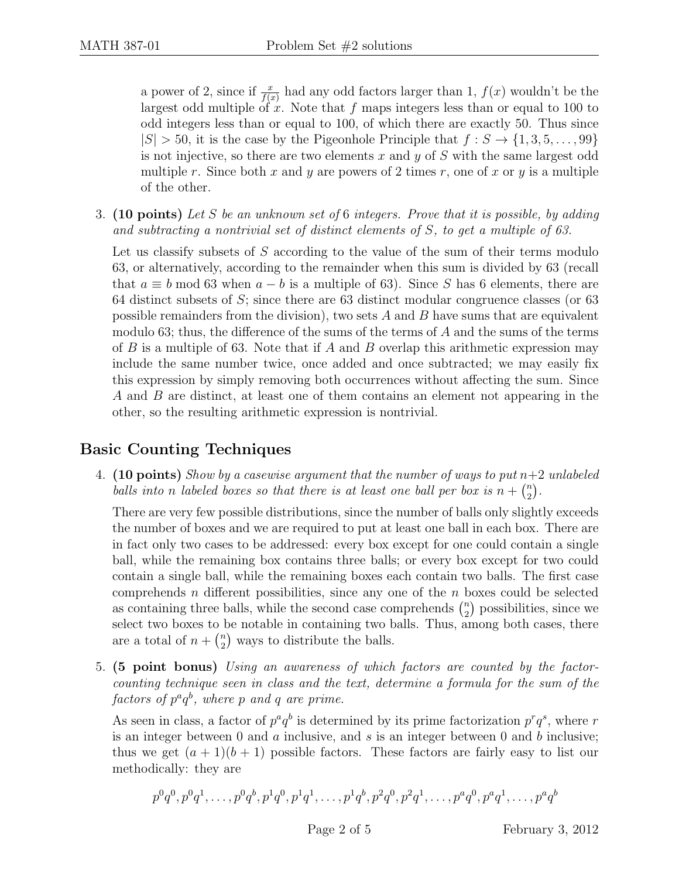a power of 2, since if $\frac{x}{f(x)}$ had any odd factors larger than 1, $f(x)$ wouldn't be the largest odd multiple of $x$. Note that $f$ maps integers less than or equal to 100 to odd integers less than or equal to 100, of which there are exactly 50. Thus since $|S| > 50$, it is the case by the Pigeonhole Principle that $f : S \to \{1, 3, 5, \ldots, 99\}$ is not injective, so there are two elements $x$ and $y$ of $S$ with the same largest odd multiple $r$. Since both $x$ and $y$ are powers of 2 times $r$, one of $x$ or $y$ is a multiple of the other.

3. **(10 points)** *Let $S$ be an unknown set of 6 integers. Prove that it is possible, by adding and subtracting a nontrivial set of distinct elements of $S$, to get a multiple of 63.*

   Let us classify subsets of $S$ according to the value of the sum of their terms modulo 63, or alternatively, according to the remainder when this sum is divided by 63 (recall that $a \equiv b \bmod 63$ when $a - b$ is a multiple of 63). Since $S$ has 6 elements, there are 64 distinct subsets of $S$; since there are 63 distinct modular congruence classes (or 63 possible remainders from the division), two sets $A$ and $B$ have sums that are equivalent modulo 63; thus, the difference of the sums of the terms of $A$ and the sums of the terms of $B$ is a multiple of 63. Note that if $A$ and $B$ overlap this arithmetic expression may include the same number twice, once added and once subtracted; we may easily fix this expression by simply removing both occurrences without affecting the sum. Since $A$ and $B$ are distinct, at least one of them contains an element not appearing in the other, so the resulting arithmetic expression is nontrivial.

## Basic Counting Techniques

4. **(10 points)** *Show by a casewise argument that the number of ways to put $n+2$ unlabeled balls into $n$ labeled boxes so that there is at least one ball per box is $n + \binom{n}{2}$.*

   There are very few possible distributions, since the number of balls only slightly exceeds the number of boxes and we are required to put at least one ball in each box. There are in fact only two cases to be addressed: every box except for one could contain a single ball, while the remaining box contains three balls; or every box except for two could contain a single ball, while the remaining boxes each contain two balls. The first case comprehends $n$ different possibilities, since any one of the $n$ boxes could be selected as containing three balls, while the second case comprehends $\binom{n}{2}$ possibilities, since we select two boxes to be notable in containing two balls. Thus, among both cases, there are a total of $n + \binom{n}{2}$ ways to distribute the balls.

5. **(5 point bonus)** *Using an awareness of which factors are counted by the factor-counting technique seen in class and the text, determine a formula for the sum of the factors of $p^a q^b$, where $p$ and $q$ are prime.*

   As seen in class, a factor of $p^a q^b$ is determined by its prime factorization $p^r q^s$, where $r$ is an integer between 0 and $a$ inclusive, and $s$ is an integer between 0 and $b$ inclusive; thus we get $(a+1)(b+1)$ possible factors. These factors are fairly easy to list our methodically: they are

$$p^0q^0, p^0q^1, \ldots, p^0q^b, p^1q^0, p^1q^1, \ldots, p^1q^b, p^2q^0, p^2q^1, \ldots, p^aq^0, p^aq^1, \ldots, p^aq^b$$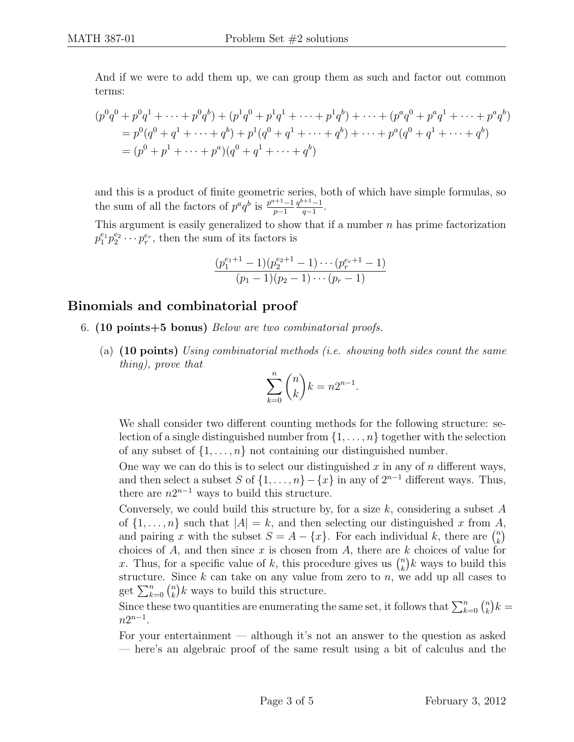And if we were to add them up, we can group them as such and factor out common terms:

$$
\begin{aligned}
(p^0q^0 + p^0q^1 + \cdots + p^0q^b) &+ (p^1q^0 + p^1q^1 + \cdots + p^1q^b) + \cdots + (p^aq^0 + p^aq^1 + \cdots + p^aq^b) \\
&= p^0(q^0 + q^1 + \cdots + q^b) + p^1(q^0 + q^1 + \cdots + q^b) + \cdots + p^a(q^0 + q^1 + \cdots + q^b) \\
&= (p^0 + p^1 + \cdots + p^a)(q^0 + q^1 + \cdots + q^b)
\end{aligned}
$$

and this is a product of finite geometric series, both of which have simple formulas, so the sum of all the factors of $p^aq^b$ is $\frac{p^{a+1}-1}{p-1}\frac{q^{b+1}-1}{q-1}$.

This argument is easily generalized to show that if a number $n$ has prime factorization $p_1^{e_1}p_2^{e_2}\cdots p_r^{e_r}$, then the sum of its factors is

$$
\frac{(p_1^{e_1+1}-1)(p_2^{e_2+1}-1)\cdots(p_r^{e_r+1}-1)}{(p_1-1)(p_2-1)\cdots(p_r-1)}
$$

## Binomials and combinatorial proof

6. **(10 points+5 bonus)** *Below are two combinatorial proofs.*

   (a) **(10 points)** *Using combinatorial methods (i.e. showing both sides count the same thing), prove that*

   $$\sum_{k=0}^{n} \binom{n}{k} k = n2^{n-1}.$$

   We shall consider two different counting methods for the following structure: selection of a single distinguished number from $\{1, \ldots, n\}$ together with the selection of any subset of $\{1, \ldots, n\}$ not containing our distinguished number.

   One way we can do this is to select our distinguished $x$ in any of $n$ different ways, and then select a subset $S$ of $\{1, \ldots, n\} - \{x\}$ in any of $2^{n-1}$ different ways. Thus, there are $n2^{n-1}$ ways to build this structure.

   Conversely, we could build this structure by, for a size $k$, considering a subset $A$ of $\{1, \ldots, n\}$ such that $|A| = k$, and then selecting our distinguished $x$ from $A$, and pairing $x$ with the subset $S = A - \{x\}$. For each individual $k$, there are $\binom{n}{k}$ choices of $A$, and then since $x$ is chosen from $A$, there are $k$ choices of value for $x$. Thus, for a specific value of $k$, this procedure gives us $\binom{n}{k}k$ ways to build this structure. Since $k$ can take on any value from zero to $n$, we add up all cases to get $\sum_{k=0}^{n}\binom{n}{k}k$ ways to build this structure.

   Since these two quantities are enumerating the same set, it follows that $\sum_{k=0}^{n}\binom{n}{k}k = n2^{n-1}$.

   For your entertainment — although it's not an answer to the question as asked — here's an algebraic proof of the same result using a bit of calculus and the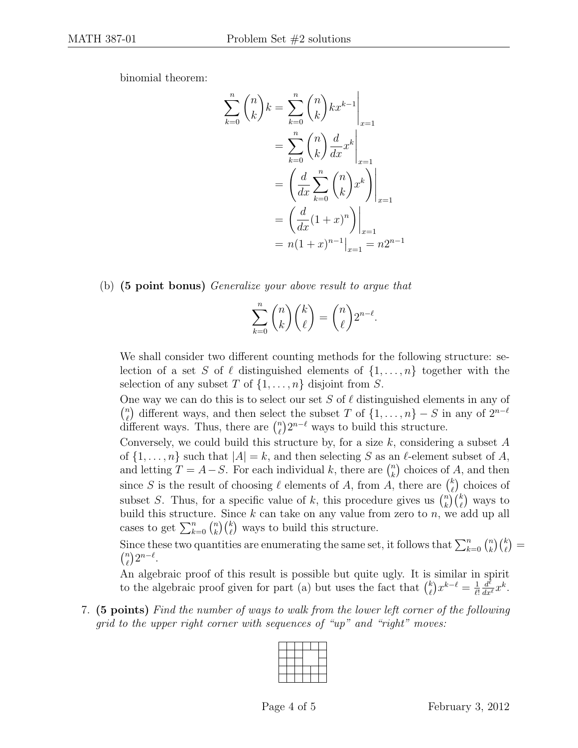binomial theorem:

$$
\begin{aligned}
\sum_{k=0}^{n} \binom{n}{k} k &= \sum_{k=0}^{n} \binom{n}{k} k x^{k-1} \bigg|_{x=1} \\
&= \sum_{k=0}^{n} \binom{n}{k} \frac{d}{dx} x^{k} \bigg|_{x=1} \\
&= \left( \frac{d}{dx} \sum_{k=0}^{n} \binom{n}{k} x^{k} \right) \bigg|_{x=1} \\
&= \left( \frac{d}{dx} (1+x)^n \right) \bigg|_{x=1} \\
&= n(1+x)^{n-1}\big|_{x=1} = n2^{n-1}
\end{aligned}
$$

(b) **(5 point bonus)** *Generalize your above result to argue that*

$$\sum_{k=0}^{n} \binom{n}{k}\binom{k}{\ell} = \binom{n}{\ell} 2^{n-\ell}.$$

We shall consider two different counting methods for the following structure: selection of a set $S$ of $\ell$ distinguished elements of $\{1, \ldots, n\}$ together with the selection of any subset $T$ of $\{1, \ldots, n\}$ disjoint from $S$.

One way we can do this is to select our set $S$ of $\ell$ distinguished elements in any of $\binom{n}{\ell}$ different ways, and then select the subset $T$ of $\{1, \ldots, n\} - S$ in any of $2^{n-\ell}$ different ways. Thus, there are $\binom{n}{\ell} 2^{n-\ell}$ ways to build this structure.

Conversely, we could build this structure by, for a size $k$, considering a subset $A$ of $\{1, \ldots, n\}$ such that $|A| = k$, and then selecting $S$ as an $\ell$-element subset of $A$, and letting $T = A - S$. For each individual $k$, there are $\binom{n}{k}$ choices of $A$, and then since $S$ is the result of choosing $\ell$ elements of $A$, from $A$, there are $\binom{k}{\ell}$ choices of subset $S$. Thus, for a specific value of $k$, this procedure gives us $\binom{n}{k}\binom{k}{\ell}$ ways to build this structure. Since $k$ can take on any value from zero to $n$, we add up all cases to get $\sum_{k=0}^{n} \binom{n}{k}\binom{k}{\ell}$ ways to build this structure.

Since these two quantities are enumerating the same set, it follows that $\sum_{k=0}^{n} \binom{n}{k}\binom{k}{\ell} = \binom{n}{\ell} 2^{n-\ell}$.

An algebraic proof of this result is possible but quite ugly. It is similar in spirit to the algebraic proof given for part (a) but uses the fact that $\binom{k}{\ell} x^{k-\ell} = \frac{1}{\ell!} \frac{d^\ell}{dx^\ell} x^k$.

7. **(5 points)** *Find the number of ways to walk from the lower left corner of the following grid to the upper right corner with sequences of "up" and "right" moves:*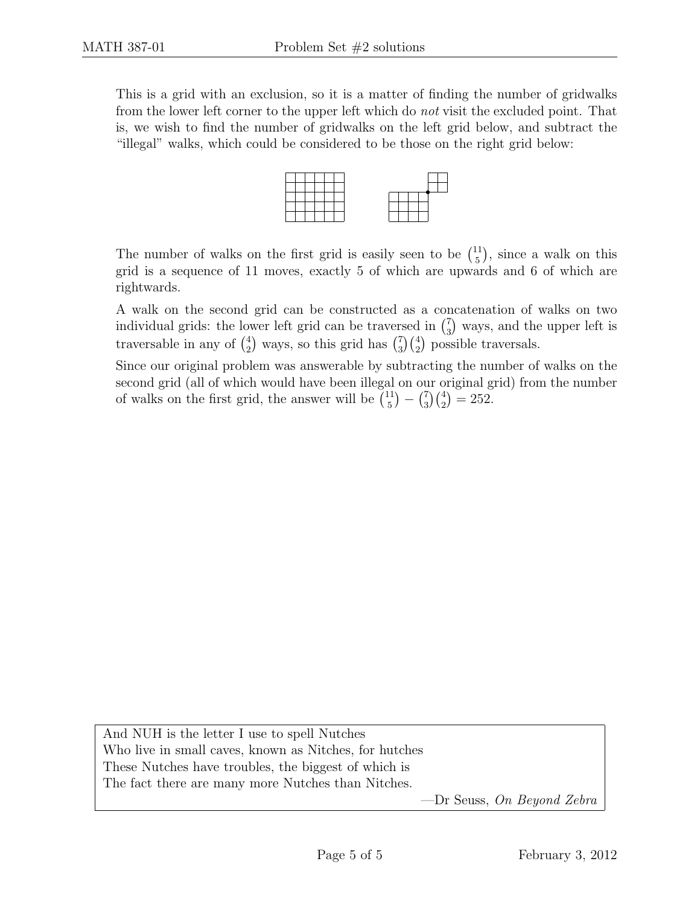This is a grid with an exclusion, so it is a matter of finding the number of gridwalks from the lower left corner to the upper left which do *not* visit the excluded point. That is, we wish to find the number of gridwalks on the left grid below, and subtract the "illegal" walks, which could be considered to be those on the right grid below:

The number of walks on the first grid is easily seen to be $\binom{11}{5}$, since a walk on this grid is a sequence of 11 moves, exactly 5 of which are upwards and 6 of which are rightwards.

A walk on the second grid can be constructed as a concatenation of walks on two individual grids: the lower left grid can be traversed in $\binom{7}{3}$ ways, and the upper left is traversable in any of $\binom{4}{2}$ ways, so this grid has $\binom{7}{3}\binom{4}{2}$ possible traversals.

Since our original problem was answerable by subtracting the number of walks on the second grid (all of which would have been illegal on our original grid) from the number of walks on the first grid, the answer will be $\binom{11}{5} - \binom{7}{3}\binom{4}{2} = 252$.

> And NUH is the letter I use to spell Nutches
> Who live in small caves, known as Nitches, for hutches
> These Nutches have troubles, the biggest of which is
> The fact there are many more Nutches than Nitches.
>
> —Dr Seuss, *On Beyond Zebra*